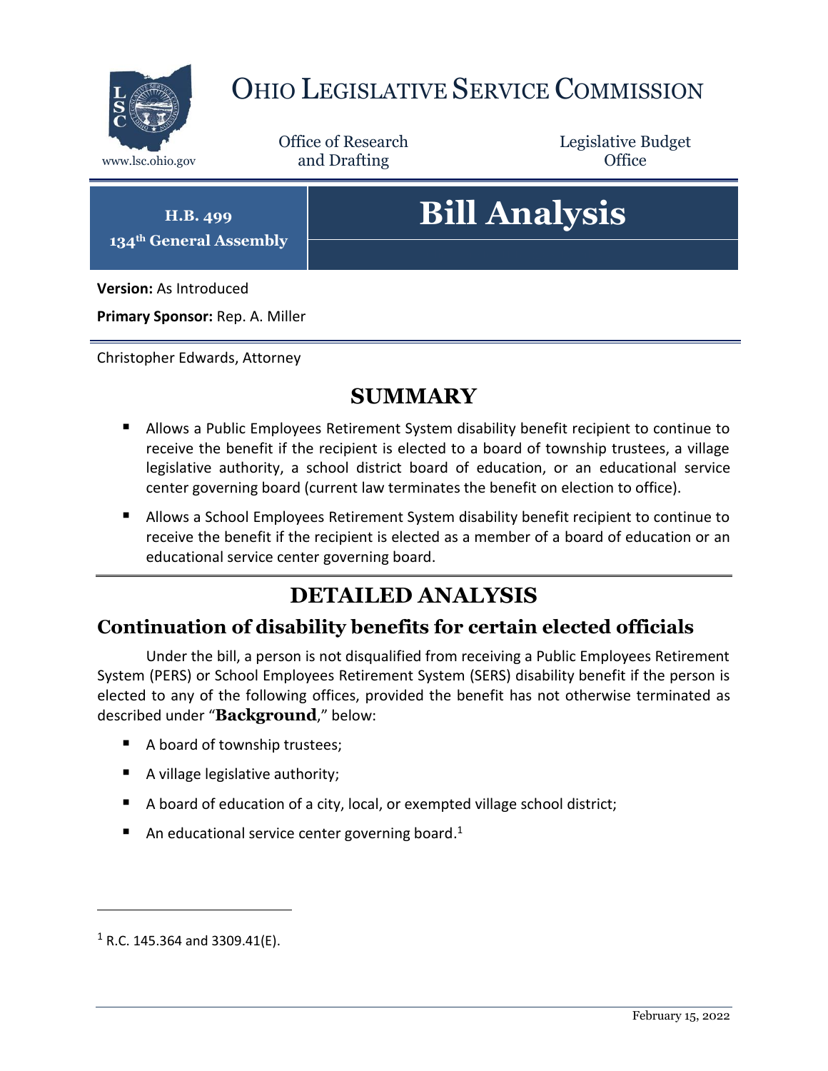# OHIO LEGISLATIVE SERVICE COMMISSION

www.lsc.ohio.gov

Office of Research and Drafting

Legislative Budget Office

**H.B. 499**
**134th General Assembly**

# Bill Analysis

**Version:** As Introduced

**Primary Sponsor:** Rep. A. Miller

Christopher Edwards, Attorney

## SUMMARY

- Allows a Public Employees Retirement System disability benefit recipient to continue to receive the benefit if the recipient is elected to a board of township trustees, a village legislative authority, a school district board of education, or an educational service center governing board (current law terminates the benefit on election to office).
- Allows a School Employees Retirement System disability benefit recipient to continue to receive the benefit if the recipient is elected as a member of a board of education or an educational service center governing board.

## DETAILED ANALYSIS

### Continuation of disability benefits for certain elected officials

Under the bill, a person is not disqualified from receiving a Public Employees Retirement System (PERS) or School Employees Retirement System (SERS) disability benefit if the person is elected to any of the following offices, provided the benefit has not otherwise terminated as described under "**Background**," below:

- A board of township trustees;
- A village legislative authority;
- A board of education of a city, local, or exempted village school district;
- An educational service center governing board.[1]

[1] R.C. 145.364 and 3309.41(E).

February 15, 2022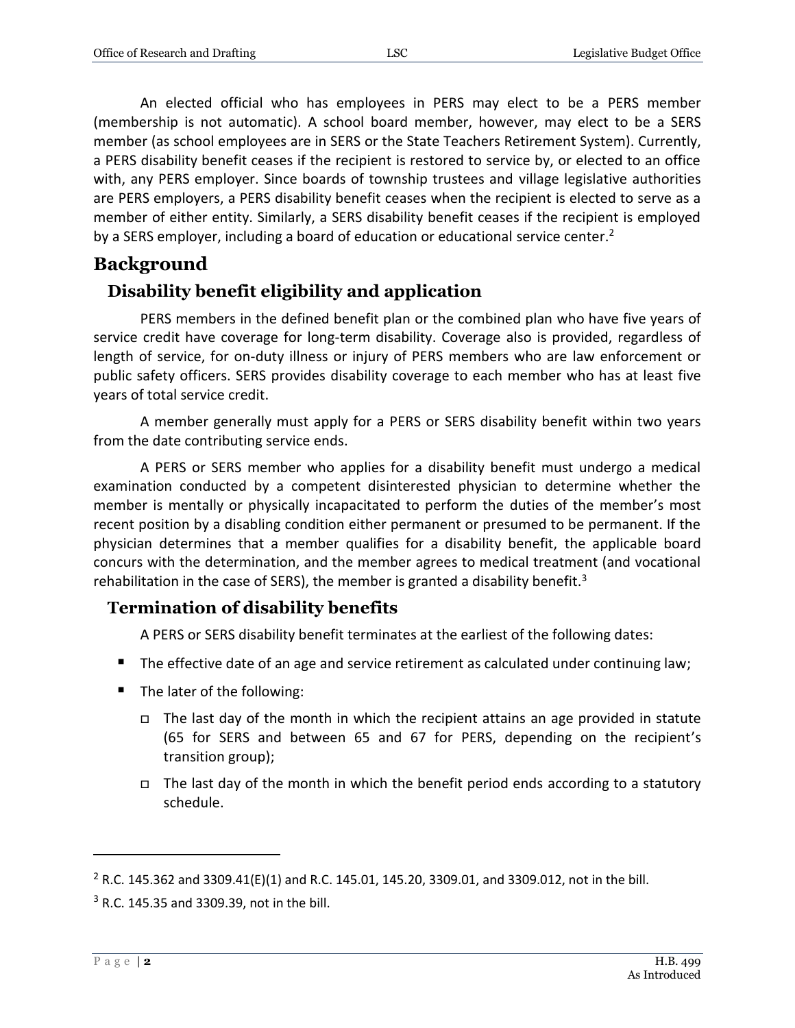An elected official who has employees in PERS may elect to be a PERS member (membership is not automatic). A school board member, however, may elect to be a SERS member (as school employees are in SERS or the State Teachers Retirement System). Currently, a PERS disability benefit ceases if the recipient is restored to service by, or elected to an office with, any PERS employer. Since boards of township trustees and village legislative authorities are PERS employers, a PERS disability benefit ceases when the recipient is elected to serve as a member of either entity. Similarly, a SERS disability benefit ceases if the recipient is employed by a SERS employer, including a board of education or educational service center.[2]

# Background

## Disability benefit eligibility and application

PERS members in the defined benefit plan or the combined plan who have five years of service credit have coverage for long-term disability. Coverage also is provided, regardless of length of service, for on-duty illness or injury of PERS members who are law enforcement or public safety officers. SERS provides disability coverage to each member who has at least five years of total service credit.

A member generally must apply for a PERS or SERS disability benefit within two years from the date contributing service ends.

A PERS or SERS member who applies for a disability benefit must undergo a medical examination conducted by a competent disinterested physician to determine whether the member is mentally or physically incapacitated to perform the duties of the member's most recent position by a disabling condition either permanent or presumed to be permanent. If the physician determines that a member qualifies for a disability benefit, the applicable board concurs with the determination, and the member agrees to medical treatment (and vocational rehabilitation in the case of SERS), the member is granted a disability benefit.[3]

## Termination of disability benefits

A PERS or SERS disability benefit terminates at the earliest of the following dates:

- The effective date of an age and service retirement as calculated under continuing law;
- The later of the following:
  - The last day of the month in which the recipient attains an age provided in statute (65 for SERS and between 65 and 67 for PERS, depending on the recipient's transition group);
  - The last day of the month in which the benefit period ends according to a statutory schedule.

---

[2] R.C. 145.362 and 3309.41(E)(1) and R.C. 145.01, 145.20, 3309.01, and 3309.012, not in the bill.

[3] R.C. 145.35 and 3309.39, not in the bill.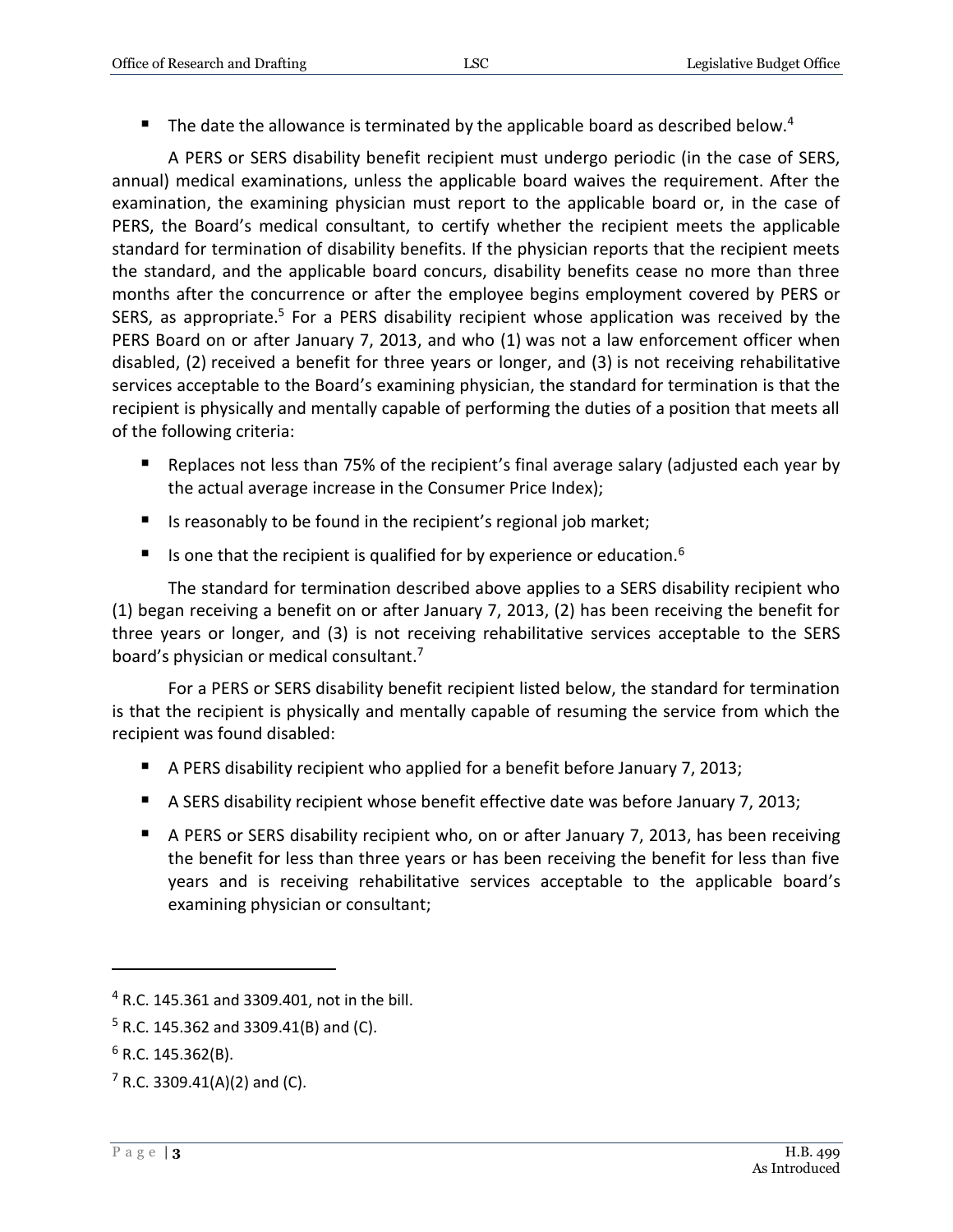- The date the allowance is terminated by the applicable board as described below.[4]

A PERS or SERS disability benefit recipient must undergo periodic (in the case of SERS, annual) medical examinations, unless the applicable board waives the requirement. After the examination, the examining physician must report to the applicable board or, in the case of PERS, the Board's medical consultant, to certify whether the recipient meets the applicable standard for termination of disability benefits. If the physician reports that the recipient meets the standard, and the applicable board concurs, disability benefits cease no more than three months after the concurrence or after the employee begins employment covered by PERS or SERS, as appropriate.[5] For a PERS disability recipient whose application was received by the PERS Board on or after January 7, 2013, and who (1) was not a law enforcement officer when disabled, (2) received a benefit for three years or longer, and (3) is not receiving rehabilitative services acceptable to the Board's examining physician, the standard for termination is that the recipient is physically and mentally capable of performing the duties of a position that meets all of the following criteria:

- Replaces not less than 75% of the recipient's final average salary (adjusted each year by the actual average increase in the Consumer Price Index);
- Is reasonably to be found in the recipient's regional job market;
- Is one that the recipient is qualified for by experience or education.[6]

The standard for termination described above applies to a SERS disability recipient who (1) began receiving a benefit on or after January 7, 2013, (2) has been receiving the benefit for three years or longer, and (3) is not receiving rehabilitative services acceptable to the SERS board's physician or medical consultant.[7]

For a PERS or SERS disability benefit recipient listed below, the standard for termination is that the recipient is physically and mentally capable of resuming the service from which the recipient was found disabled:

- A PERS disability recipient who applied for a benefit before January 7, 2013;
- A SERS disability recipient whose benefit effective date was before January 7, 2013;
- A PERS or SERS disability recipient who, on or after January 7, 2013, has been receiving the benefit for less than three years or has been receiving the benefit for less than five years and is receiving rehabilitative services acceptable to the applicable board's examining physician or consultant;

---

[4] R.C. 145.361 and 3309.401, not in the bill.

[5] R.C. 145.362 and 3309.41(B) and (C).

[6] R.C. 145.362(B).

[7] R.C. 3309.41(A)(2) and (C).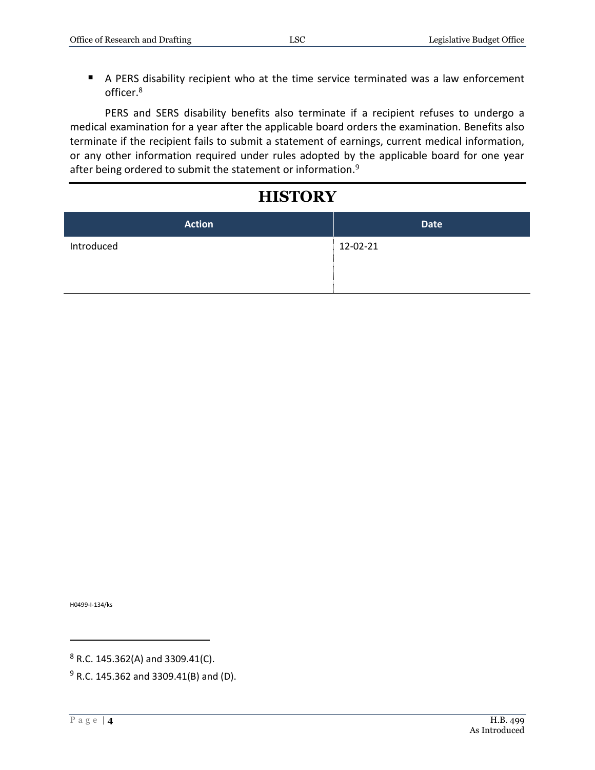- A PERS disability recipient who at the time service terminated was a law enforcement officer.[8]

PERS and SERS disability benefits also terminate if a recipient refuses to undergo a medical examination for a year after the applicable board orders the examination. Benefits also terminate if the recipient fails to submit a statement of earnings, current medical information, or any other information required under rules adopted by the applicable board for one year after being ordered to submit the statement or information.[9]

# HISTORY

| Action | Date |
|---|---|
| Introduced | 12-02-21 |

H0499-I-134/ks

[8] R.C. 145.362(A) and 3309.41(C).

[9] R.C. 145.362 and 3309.41(B) and (D).